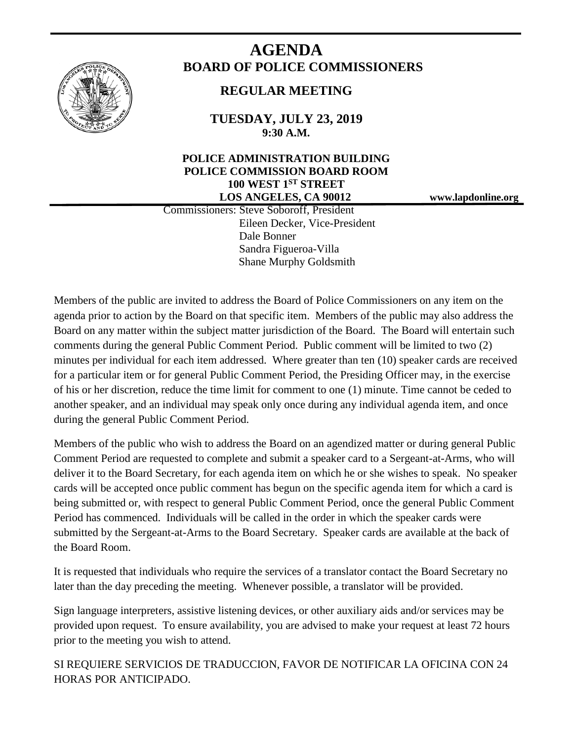# AGENDA

## BOARD OF POLICE COMMISSIONERS

## REGULAR MEETING

**TUESDAY, JULY 23, 2019**
**9:30 A.M.**

**POLICE ADMINISTRATION BUILDING**
**POLICE COMMISSION BOARD ROOM**
**100 WEST 1ST STREET**
**LOS ANGELES, CA 90012**

**www.lapdonline.org**

Commissioners: Steve Soboroff, President
Eileen Decker, Vice-President
Dale Bonner
Sandra Figueroa-Villa
Shane Murphy Goldsmith

Members of the public are invited to address the Board of Police Commissioners on any item on the agenda prior to action by the Board on that specific item. Members of the public may also address the Board on any matter within the subject matter jurisdiction of the Board. The Board will entertain such comments during the general Public Comment Period. Public comment will be limited to two (2) minutes per individual for each item addressed. Where greater than ten (10) speaker cards are received for a particular item or for general Public Comment Period, the Presiding Officer may, in the exercise of his or her discretion, reduce the time limit for comment to one (1) minute. Time cannot be ceded to another speaker, and an individual may speak only once during any individual agenda item, and once during the general Public Comment Period.

Members of the public who wish to address the Board on an agendized matter or during general Public Comment Period are requested to complete and submit a speaker card to a Sergeant-at-Arms, who will deliver it to the Board Secretary, for each agenda item on which he or she wishes to speak. No speaker cards will be accepted once public comment has begun on the specific agenda item for which a card is being submitted or, with respect to general Public Comment Period, once the general Public Comment Period has commenced. Individuals will be called in the order in which the speaker cards were submitted by the Sergeant-at-Arms to the Board Secretary. Speaker cards are available at the back of the Board Room.

It is requested that individuals who require the services of a translator contact the Board Secretary no later than the day preceding the meeting. Whenever possible, a translator will be provided.

Sign language interpreters, assistive listening devices, or other auxiliary aids and/or services may be provided upon request. To ensure availability, you are advised to make your request at least 72 hours prior to the meeting you wish to attend.

SI REQUIERE SERVICIOS DE TRADUCCION, FAVOR DE NOTIFICAR LA OFICINA CON 24 HORAS POR ANTICIPADO.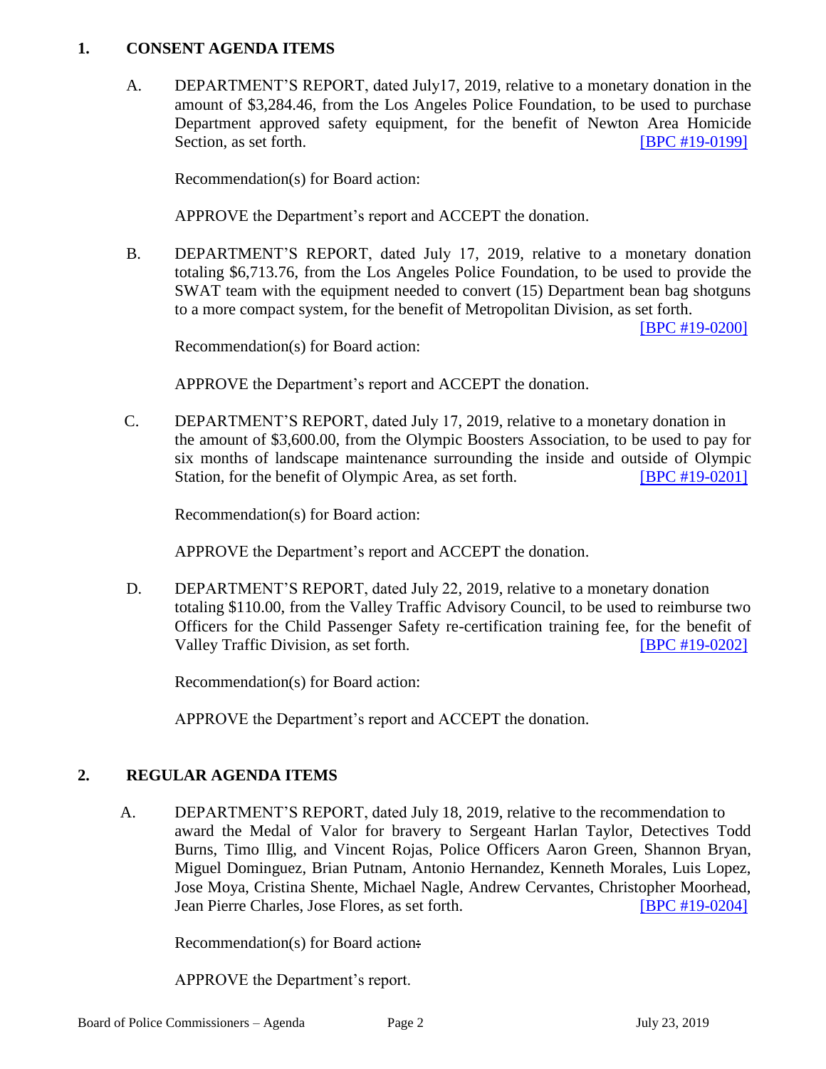## 1. CONSENT AGENDA ITEMS

A. DEPARTMENT'S REPORT, dated July17, 2019, relative to a monetary donation in the amount of $3,284.46, from the Los Angeles Police Foundation, to be used to purchase Department approved safety equipment, for the benefit of Newton Area Homicide Section, as set forth. [BPC #19-0199]

Recommendation(s) for Board action:

APPROVE the Department's report and ACCEPT the donation.

B. DEPARTMENT'S REPORT, dated July 17, 2019, relative to a monetary donation totaling $6,713.76, from the Los Angeles Police Foundation, to be used to provide the SWAT team with the equipment needed to convert (15) Department bean bag shotguns to a more compact system, for the benefit of Metropolitan Division, as set forth. [BPC #19-0200]

Recommendation(s) for Board action:

APPROVE the Department's report and ACCEPT the donation.

C. DEPARTMENT'S REPORT, dated July 17, 2019, relative to a monetary donation in the amount of $3,600.00, from the Olympic Boosters Association, to be used to pay for six months of landscape maintenance surrounding the inside and outside of Olympic Station, for the benefit of Olympic Area, as set forth. [BPC #19-0201]

Recommendation(s) for Board action:

APPROVE the Department's report and ACCEPT the donation.

D. DEPARTMENT'S REPORT, dated July 22, 2019, relative to a monetary donation totaling $110.00, from the Valley Traffic Advisory Council, to be used to reimburse two Officers for the Child Passenger Safety re-certification training fee, for the benefit of Valley Traffic Division, as set forth. [BPC #19-0202]

Recommendation(s) for Board action:

APPROVE the Department's report and ACCEPT the donation.

## 2. REGULAR AGENDA ITEMS

A. DEPARTMENT'S REPORT, dated July 18, 2019, relative to the recommendation to award the Medal of Valor for bravery to Sergeant Harlan Taylor, Detectives Todd Burns, Timo Illig, and Vincent Rojas, Police Officers Aaron Green, Shannon Bryan, Miguel Dominguez, Brian Putnam, Antonio Hernandez, Kenneth Morales, Luis Lopez, Jose Moya, Cristina Shente, Michael Nagle, Andrew Cervantes, Christopher Moorhead, Jean Pierre Charles, Jose Flores, as set forth. [BPC #19-0204]

Recommendation(s) for Board action:

APPROVE the Department's report.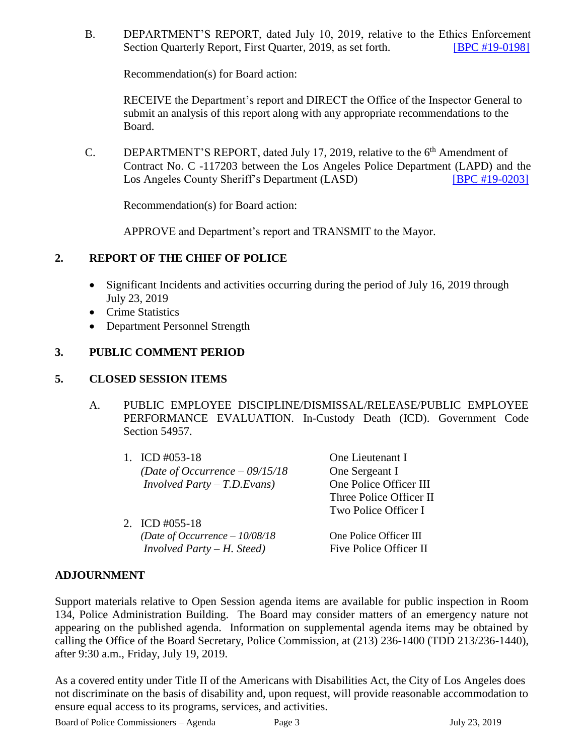B. DEPARTMENT'S REPORT, dated July 10, 2019, relative to the Ethics Enforcement Section Quarterly Report, First Quarter, 2019, as set forth. [BPC #19-0198]

Recommendation(s) for Board action:

RECEIVE the Department's report and DIRECT the Office of the Inspector General to submit an analysis of this report along with any appropriate recommendations to the Board.

C. DEPARTMENT'S REPORT, dated July 17, 2019, relative to the 6th Amendment of Contract No. C -117203 between the Los Angeles Police Department (LAPD) and the Los Angeles County Sheriff's Department (LASD) [BPC #19-0203]

Recommendation(s) for Board action:

APPROVE and Department's report and TRANSMIT to the Mayor.

## 2. REPORT OF THE CHIEF OF POLICE

- Significant Incidents and activities occurring during the period of July 16, 2019 through July 23, 2019
- Crime Statistics
- Department Personnel Strength

## 3. PUBLIC COMMENT PERIOD

## 5. CLOSED SESSION ITEMS

A. PUBLIC EMPLOYEE DISCIPLINE/DISMISSAL/RELEASE/PUBLIC EMPLOYEE PERFORMANCE EVALUATION. In-Custody Death (ICD). Government Code Section 54957.

| | |
|---|---|
| 1. ICD #053-18<br>*(Date of Occurrence – 09/15/18*<br>*Involved Party – T.D.Evans)* | One Lieutenant I<br>One Sergeant I<br>One Police Officer III<br>Three Police Officer II<br>Two Police Officer I |
| 2. ICD #055-18<br>*(Date of Occurrence – 10/08/18*<br>*Involved Party – H. Steed)* | One Police Officer III<br>Five Police Officer II |

## ADJOURNMENT

Support materials relative to Open Session agenda items are available for public inspection in Room 134, Police Administration Building. The Board may consider matters of an emergency nature not appearing on the published agenda. Information on supplemental agenda items may be obtained by calling the Office of the Board Secretary, Police Commission, at (213) 236-1400 (TDD 213/236-1440), after 9:30 a.m., Friday, July 19, 2019.

As a covered entity under Title II of the Americans with Disabilities Act, the City of Los Angeles does not discriminate on the basis of disability and, upon request, will provide reasonable accommodation to ensure equal access to its programs, services, and activities.